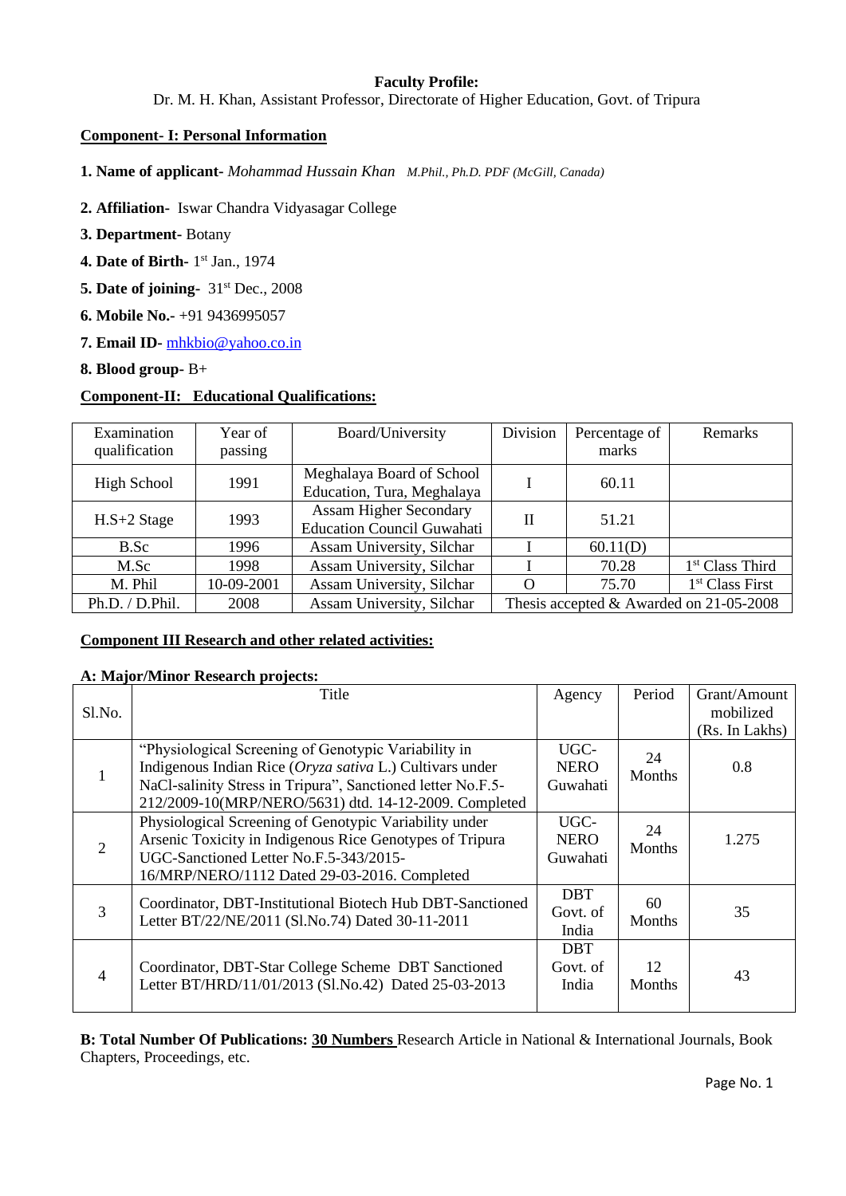**Faculty Profile:**

Dr. M. H. Khan, Assistant Professor, Directorate of Higher Education, Govt. of Tripura

**Component- I: Personal Information**

**1. Name of applicant-** *Mohammad Hussain Khan* *M.Phil., Ph.D. PDF (McGill, Canada)*

**2. Affiliation-** Iswar Chandra Vidyasagar College

**3. Department-** Botany

**4. Date of Birth-** 1st Jan., 1974

**5. Date of joining-** 31st Dec., 2008

**6. Mobile No.-** +91 9436995057

**7. Email ID-** mhkbio@yahoo.co.in

**8. Blood group-** B+

**Component-II: Educational Qualifications:**

| Examination qualification | Year of passing | Board/University | Division | Percentage of marks | Remarks |
|---|---|---|---|---|---|
| High School | 1991 | Meghalaya Board of School Education, Tura, Meghalaya | I | 60.11 | |
| H.S+2 Stage | 1993 | Assam Higher Secondary Education Council Guwahati | II | 51.21 | |
| B.Sc | 1996 | Assam University, Silchar | I | 60.11(D) | |
| M.Sc | 1998 | Assam University, Silchar | I | 70.28 | 1st Class Third |
| M. Phil | 10-09-2001 | Assam University, Silchar | O | 75.70 | 1st Class First |
| Ph.D. / D.Phil. | 2008 | Assam University, Silchar | Thesis accepted & Awarded on 21-05-2008 | | |

**Component III Research and other related activities:**

**A: Major/Minor Research projects:**

| Sl.No. | Title | Agency | Period | Grant/Amount mobilized (Rs. In Lakhs) |
|---|---|---|---|---|
| 1 | "Physiological Screening of Genotypic Variability in Indigenous Indian Rice (*Oryza sativa* L.) Cultivars under NaCl-salinity Stress in Tripura", Sanctioned letter No.F.5-212/2009-10(MRP/NERO/5631) dtd. 14-12-2009. Completed | UGC-NERO Guwahati | 24 Months | 0.8 |
| 2 | Physiological Screening of Genotypic Variability under Arsenic Toxicity in Indigenous Rice Genotypes of Tripura UGC-Sanctioned Letter No.F.5-343/2015-16/MRP/NERO/1112 Dated 29-03-2016. Completed | UGC-NERO Guwahati | 24 Months | 1.275 |
| 3 | Coordinator, DBT-Institutional Biotech Hub DBT-Sanctioned Letter BT/22/NE/2011 (Sl.No.74) Dated 30-11-2011 | DBT Govt. of India | 60 Months | 35 |
| 4 | Coordinator, DBT-Star College Scheme DBT Sanctioned Letter BT/HRD/11/01/2013 (Sl.No.42) Dated 25-03-2013 | DBT Govt. of India | 12 Months | 43 |

**B: Total Number Of Publications:** **30 Numbers** Research Article in National & International Journals, Book Chapters, Proceedings, etc.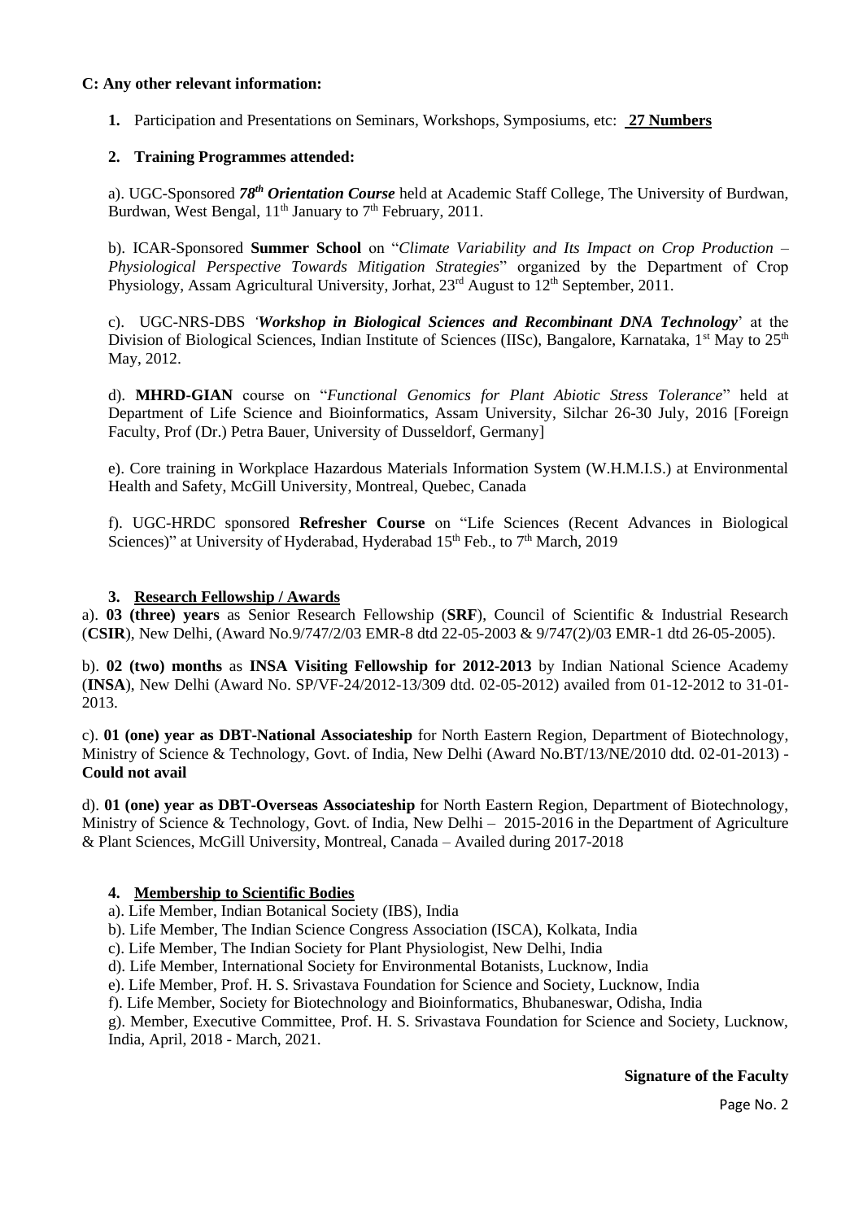**C: Any other relevant information:**

1. Participation and Presentations on Seminars, Workshops, Symposiums, etc: **27 Numbers**

2. **Training Programmes attended:**

a). UGC-Sponsored ***78th Orientation Course*** held at Academic Staff College, The University of Burdwan, Burdwan, West Bengal, 11th January to 7th February, 2011.

b). ICAR-Sponsored **Summer School** on "*Climate Variability and Its Impact on Crop Production – Physiological Perspective Towards Mitigation Strategies*" organized by the Department of Crop Physiology, Assam Agricultural University, Jorhat, 23rd August to 12th September, 2011.

c). UGC-NRS-DBS '***Workshop in Biological Sciences and Recombinant DNA Technology***' at the Division of Biological Sciences, Indian Institute of Sciences (IISc), Bangalore, Karnataka, 1st May to 25th May, 2012.

d). **MHRD-GIAN** course on "*Functional Genomics for Plant Abiotic Stress Tolerance*" held at Department of Life Science and Bioinformatics, Assam University, Silchar 26-30 July, 2016 [Foreign Faculty, Prof (Dr.) Petra Bauer, University of Dusseldorf, Germany]

e). Core training in Workplace Hazardous Materials Information System (W.H.M.I.S.) at Environmental Health and Safety, McGill University, Montreal, Quebec, Canada

f). UGC-HRDC sponsored **Refresher Course** on "Life Sciences (Recent Advances in Biological Sciences)" at University of Hyderabad, Hyderabad 15th Feb., to 7th March, 2019

3. **Research Fellowship / Awards**

a). **03 (three) years** as Senior Research Fellowship (**SRF**), Council of Scientific & Industrial Research (**CSIR**), New Delhi, (Award No.9/747/2/03 EMR-8 dtd 22-05-2003 & 9/747(2)/03 EMR-1 dtd 26-05-2005).

b). **02 (two) months** as **INSA Visiting Fellowship for 2012-2013** by Indian National Science Academy (**INSA**), New Delhi (Award No. SP/VF-24/2012-13/309 dtd. 02-05-2012) availed from 01-12-2012 to 31-01-2013.

c). **01 (one) year as DBT-National Associateship** for North Eastern Region, Department of Biotechnology, Ministry of Science & Technology, Govt. of India, New Delhi (Award No.BT/13/NE/2010 dtd. 02-01-2013) - **Could not avail**

d). **01 (one) year as DBT-Overseas Associateship** for North Eastern Region, Department of Biotechnology, Ministry of Science & Technology, Govt. of India, New Delhi – 2015-2016 in the Department of Agriculture & Plant Sciences, McGill University, Montreal, Canada – Availed during 2017-2018

4. **Membership to Scientific Bodies**

a). Life Member, Indian Botanical Society (IBS), India
b). Life Member, The Indian Science Congress Association (ISCA), Kolkata, India
c). Life Member, The Indian Society for Plant Physiologist, New Delhi, India
d). Life Member, International Society for Environmental Botanists, Lucknow, India
e). Life Member, Prof. H. S. Srivastava Foundation for Science and Society, Lucknow, India
f). Life Member, Society for Biotechnology and Bioinformatics, Bhubaneswar, Odisha, India
g). Member, Executive Committee, Prof. H. S. Srivastava Foundation for Science and Society, Lucknow, India, April, 2018 - March, 2021.

**Signature of the Faculty**